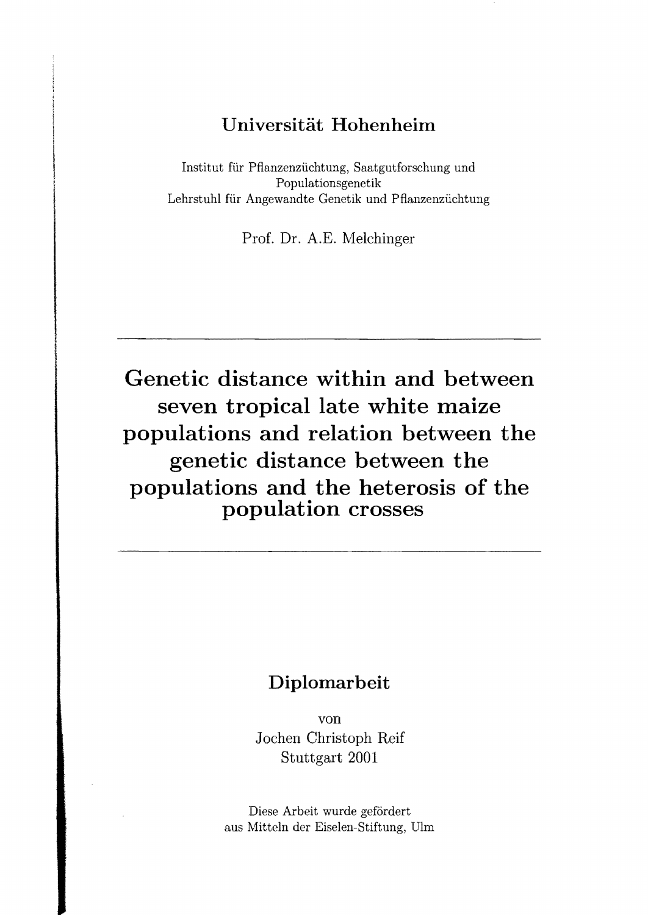**Universität Hohenheim**

Institut für Pflanzenzüchtung, Saatgutforschung und Populationsgenetik
Lehrstuhl für Angewandte Genetik und Pflanzenzüchtung

Prof. Dr. A.E. Melchinger

---

# Genetic distance within and between seven tropical late white maize populations and relation between the genetic distance between the populations and the heterosis of the population crosses

---

## Diplomarbeit

von
Jochen Christoph Reif
Stuttgart 2001

Diese Arbeit wurde gefördert
aus Mitteln der Eiselen-Stiftung, Ulm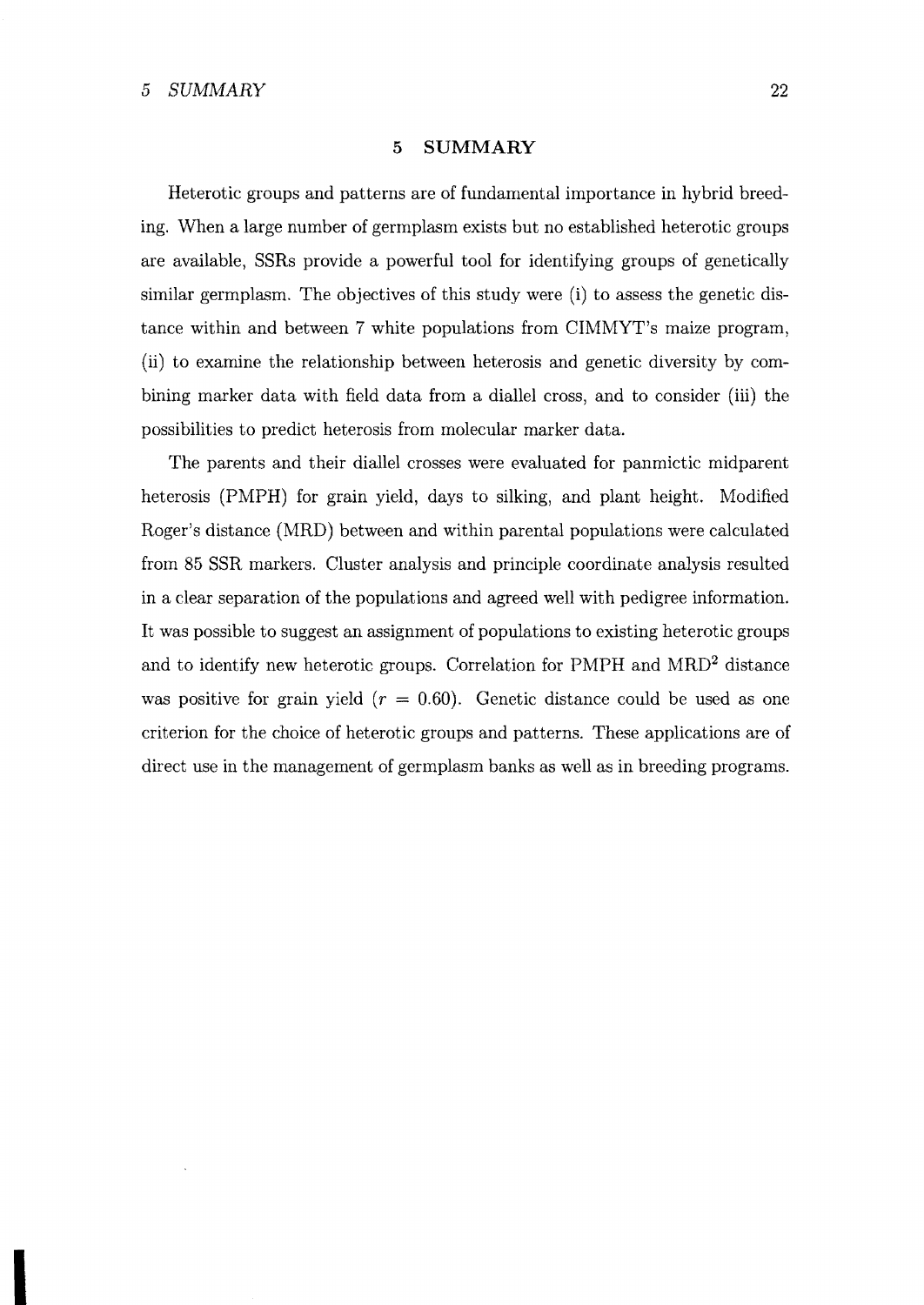# 5 SUMMARY

Heterotic groups and patterns are of fundamental importance in hybrid breeding. When a large number of germplasm exists but no established heterotic groups are available, SSRs provide a powerful tool for identifying groups of genetically similar germplasm. The objectives of this study were (i) to assess the genetic distance within and between 7 white populations from CIMMYT's maize program, (ii) to examine the relationship between heterosis and genetic diversity by combining marker data with field data from a diallel cross, and to consider (iii) the possibilities to predict heterosis from molecular marker data.

The parents and their diallel crosses were evaluated for panmictic midparent heterosis (PMPH) for grain yield, days to silking, and plant height. Modified Roger's distance (MRD) between and within parental populations were calculated from 85 SSR markers. Cluster analysis and principle coordinate analysis resulted in a clear separation of the populations and agreed well with pedigree information. It was possible to suggest an assignment of populations to existing heterotic groups and to identify new heterotic groups. Correlation for PMPH and $MRD^2$ distance was positive for grain yield ($r = 0.60$). Genetic distance could be used as one criterion for the choice of heterotic groups and patterns. These applications are of direct use in the management of germplasm banks as well as in breeding programs.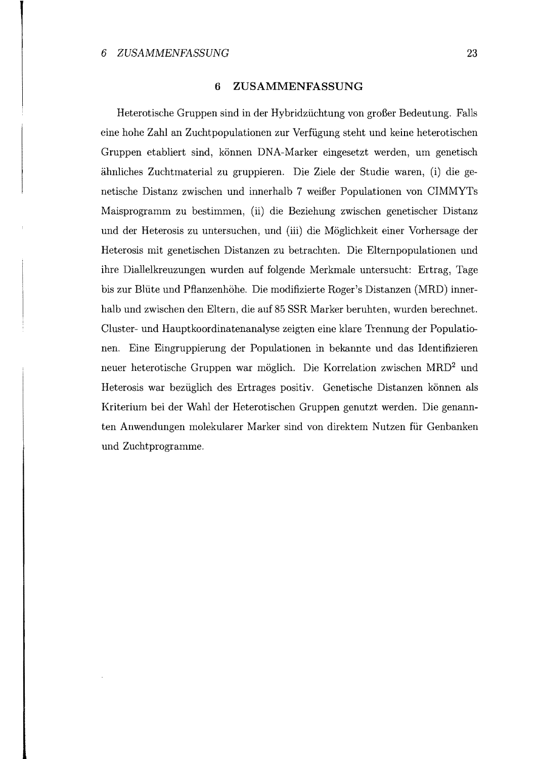# 6 ZUSAMMENFASSUNG

Heterotische Gruppen sind in der Hybridzüchtung von großer Bedeutung. Falls eine hohe Zahl an Zuchtpopulationen zur Verfügung steht und keine heterotischen Gruppen etabliert sind, können DNA-Marker eingesetzt werden, um genetisch ähnliches Zuchtmaterial zu gruppieren. Die Ziele der Studie waren, (i) die genetische Distanz zwischen und innerhalb 7 weißer Populationen von CIMMYTs Maisprogramm zu bestimmen, (ii) die Beziehung zwischen genetischer Distanz und der Heterosis zu untersuchen, und (iii) die Möglichkeit einer Vorhersage der Heterosis mit genetischen Distanzen zu betrachten. Die Elternpopulationen und ihre Diallelkreuzungen wurden auf folgende Merkmale untersucht: Ertrag, Tage bis zur Blüte und Pflanzenhöhe. Die modifizierte Roger's Distanzen (MRD) innerhalb und zwischen den Eltern, die auf 85 SSR Marker beruhten, wurden berechnet. Cluster- und Hauptkoordinatenanalyse zeigten eine klare Trennung der Populationen. Eine Eingruppierung der Populationen in bekannte und das Identifizieren neuer heterotische Gruppen war möglich. Die Korrelation zwischen $MRD^2$ und Heterosis war bezüglich des Ertrages positiv. Genetische Distanzen können als Kriterium bei der Wahl der Heterotischen Gruppen genutzt werden. Die genannten Anwendungen molekularer Marker sind von direktem Nutzen für Genbanken und Zuchtprogramme.